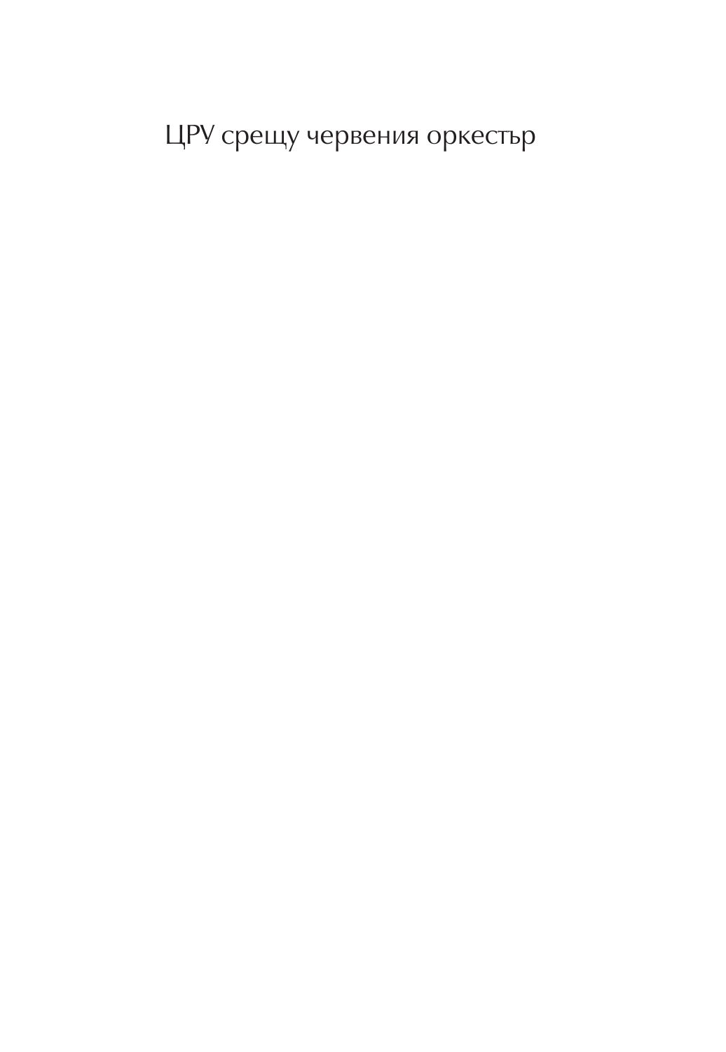# ЦРУ срещу червения оркестър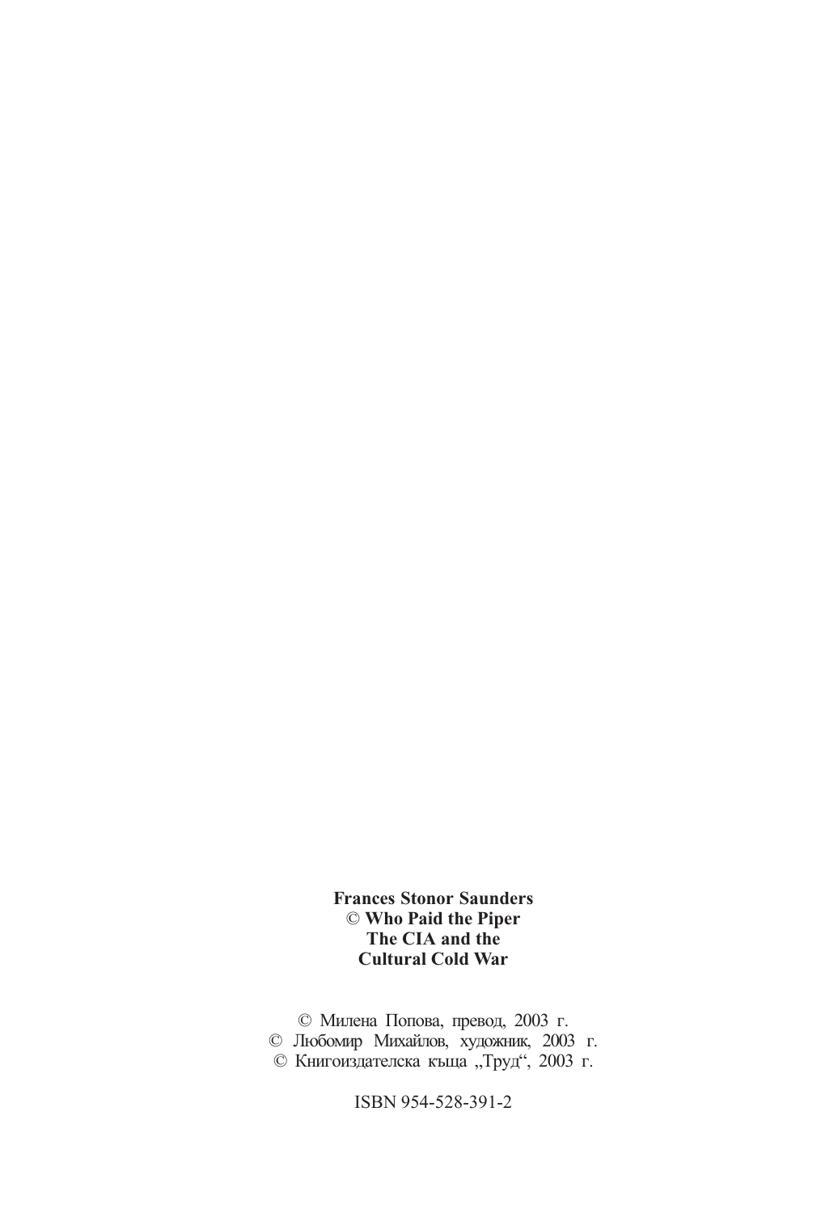**Frances Stonor Saunders**
**© Who Paid the Piper**
**The CIA and the**
**Cultural Cold War**

© Милена Попова, превод, 2003 г.
© Любомир Михайлов, художник, 2003 г.
© Книгоиздателска къща „Труд", 2003 г.

ISBN 954-528-391-2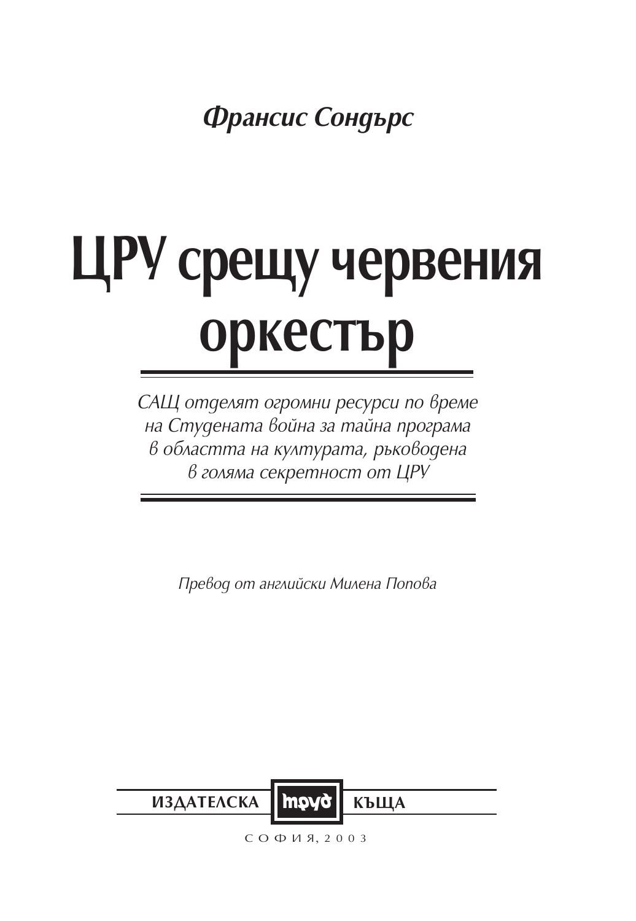*Франсис Сондърс*

# ЦРУ срещу червения оркестър

*САЩ отделят огромни ресурси по време на Студената война за тайна програма в областта на културата, ръководена в голяма секретност от ЦРУ*

*Превод от английски Милена Попова*

ИЗДАТЕЛСКА труд КЪЩА

СОФИЯ, 2003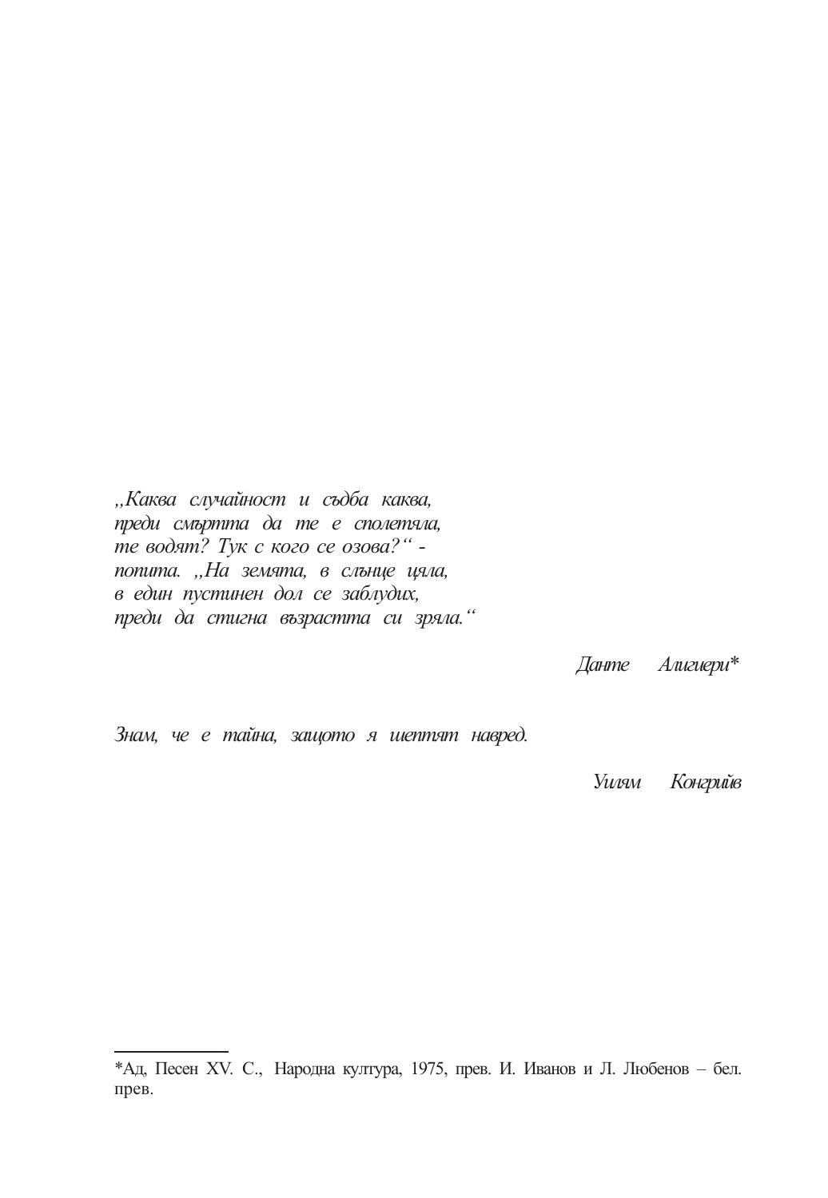*„Каква случайност и съдба каква,*
*преди смъртта да те е сполетяла,*
*те водят? Тук с кого се озова?“ -*
*попита. „На земята, в слънце цяла,*
*в един пустинен дол се заблудих,*
*преди да стигна възрастта си зряла.“*

*Данте Алигиери**

*Знам, че е тайна, защото я шептят навред.*

*Уилям Конгрийв*

---

*Ад, Песен XV. С., Народна култура, 1975, прев. И. Иванов и Л. Любенов – бел. прев.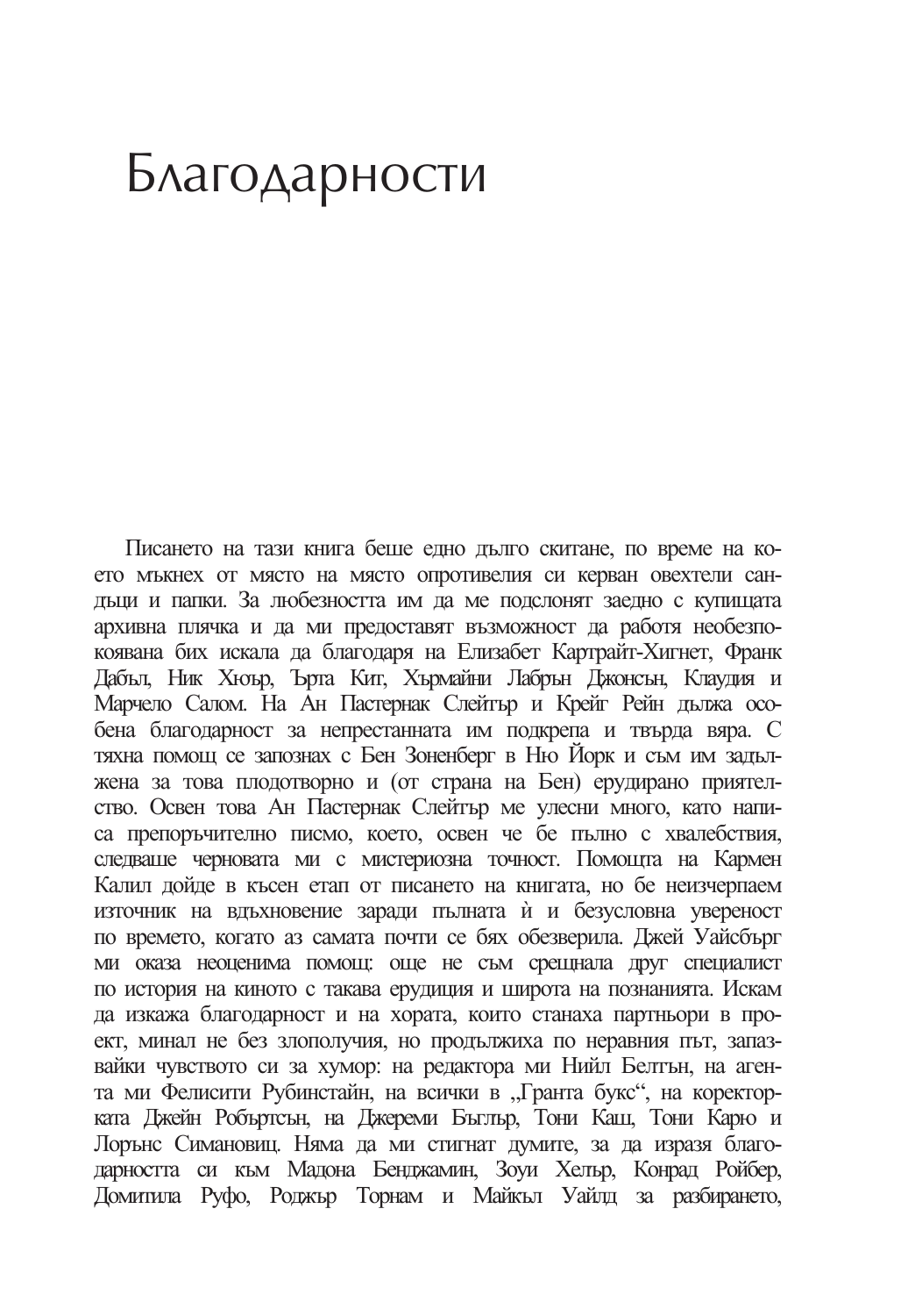# Благодарности

Писането на тази книга беше едно дълго скитане, по време на което мъкнех от място на място опротивелия си керван овехтели сандъци и папки. За любезността им да ме подслонят заедно с купищата архивна плячка и да ми предоставят възможност да работя необезпокоявана бих искала да благодаря на Елизабет Картрайт-Хигнет, Франк Дабъл, Ник Хюър, Ърта Кит, Хърмайни Лабрън Джонсън, Клаудия и Марчело Салом. На Ан Пастернак Слейтър и Крейг Рейн дължа особена благодарност за непрестанната им подкрепа и твърда вяра. С тяхна помощ се запознах с Бен Зоненберг в Ню Йорк и съм им задължена за това плодотворно и (от страна на Бен) ерудирано приятелство. Освен това Ан Пастернак Слейтър ме улесни много, като написа препоръчително писмо, което, освен че бе пълно с хвалебствия, следваше черновата ми с мистериозна точност. Помощта на Кармен Калил дойде в късен етап от писането на книгата, но бе неизчерпаем източник на вдъхновение заради пълната ѝ и безусловна увереност по времето, когато аз самата почти се бях обезверила. Джей Уайсбърг ми оказа неоценима помощ: още не съм срещнала друг специалист по история на киното с такава ерудиция и широта на познанията. Искам да изкажа благодарност и на хората, които станаха партньори в проект, минал не без злополучия, но продължиха по неравния път, запазвайки чувството си за хумор: на редактора ми Нийл Белтън, на агента ми Фелисити Рубинстайн, на всички в „Гранта букс", на коректорката Джейн Робъртсън, на Джереми Бъглър, Тони Каш, Тони Карю и Лорънс Симановиц. Няма да ми стигнат думите, за да изразя благодарността си към Мадона Бенджамин, Зоуи Хелър, Конрад Ройбер, Домитила Руфо, Роджър Торнам и Майкъл Уайлд за разбирането,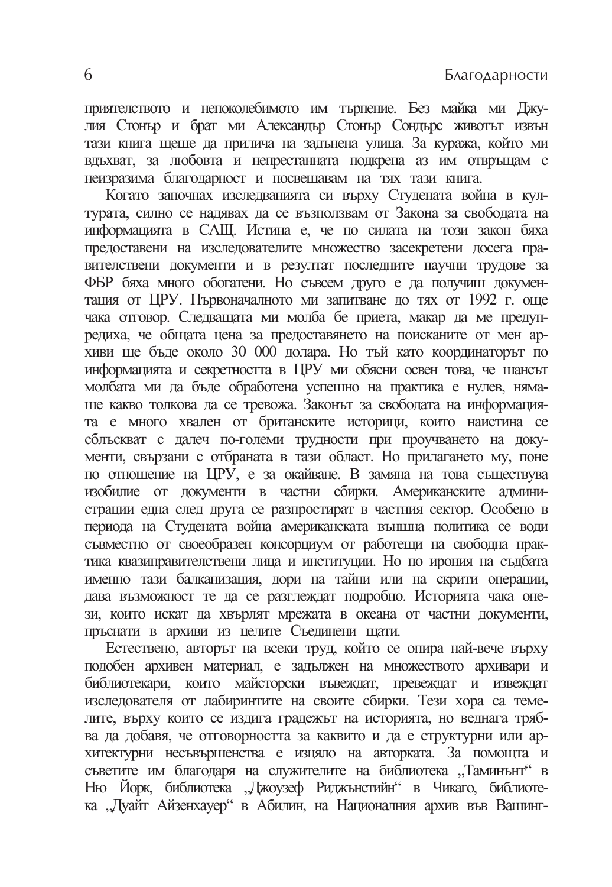приятелството и непоколебимото им търпение. Без майка ми Джулия Стонър и брат ми Александър Стонър Сондърс животът извън тази книга щеше да прилича на задънена улица. За куража, който ми вдъхват, за любовта и непрестанната подкрепа аз им отвръщам с неизразима благодарност и посвещавам на тях тази книга.

Когато започнах изследванията си върху Студената война в културата, силно се надявах да се възползвам от Закона за свободата на информацията в САЩ. Истина е, че по силата на този закон бяха предоставени на изследователите множество засекретени досега правителствени документи и в резултат последните научни трудове за ФБР бяха много обогатени. Но съвсем друго е да получиш документация от ЦРУ. Първоначалното ми запитване до тях от 1992 г. още чака отговор. Следващата ми молба бе приета, макар да ме предупредиха, че общата цена за предоставянето на поисканите от мен архиви ще бъде около 30 000 долара. Но тъй като координаторът по информацията и секретността в ЦРУ ми обясни освен това, че шансът молбата ми да бъде обработена успешно на практика е нулев, нямаше какво толкова да се тревожа. Законът за свободата на информацията е много хвален от британските историци, които наистина се сблъскват с далеч по-големи трудности при проучването на документи, свързани с отбраната в тази област. Но прилагането му, поне по отношение на ЦРУ, е за окайване. В замяна на това съществува изобилие от документи в частни сбирки. Американските администрации една след друга се разпростират в частния сектор. Особено в периода на Студената война американската външна политика се води съвместно от своеобразен консорциум от работещи на свободна практика квазиправителствени лица и институции. Но по ирония на съдбата именно тази балканизация, дори на тайни или на скрити операции, дава възможност те да се разглеждат подробно. Историята чака онези, които искат да хвърлят мрежата в океана от частни документи, пръснати в архиви из целите Съединени щати.

Естествено, авторът на всеки труд, който се опира най-вече върху подобен архивен материал, е задължен на множеството архивари и библиотекари, които майсторски въвеждат, превеждат и извеждат изследователя от лабиринтите на своите сбирки. Тези хора са темелите, върху които се издига градежът на историята, но веднага трябва да добавя, че отговорността за каквито и да е структурни или архитектурни несъвършенства е изцяло на авторката. За помощта и съветите им благодаря на служителите на библиотека „Таминънт" в Ню Йорк, библиотека „Джоузеф Риджънстийн" в Чикаго, библиотека „Дуайт Айзенхауер" в Абилин, на Националния архив във Вашинг-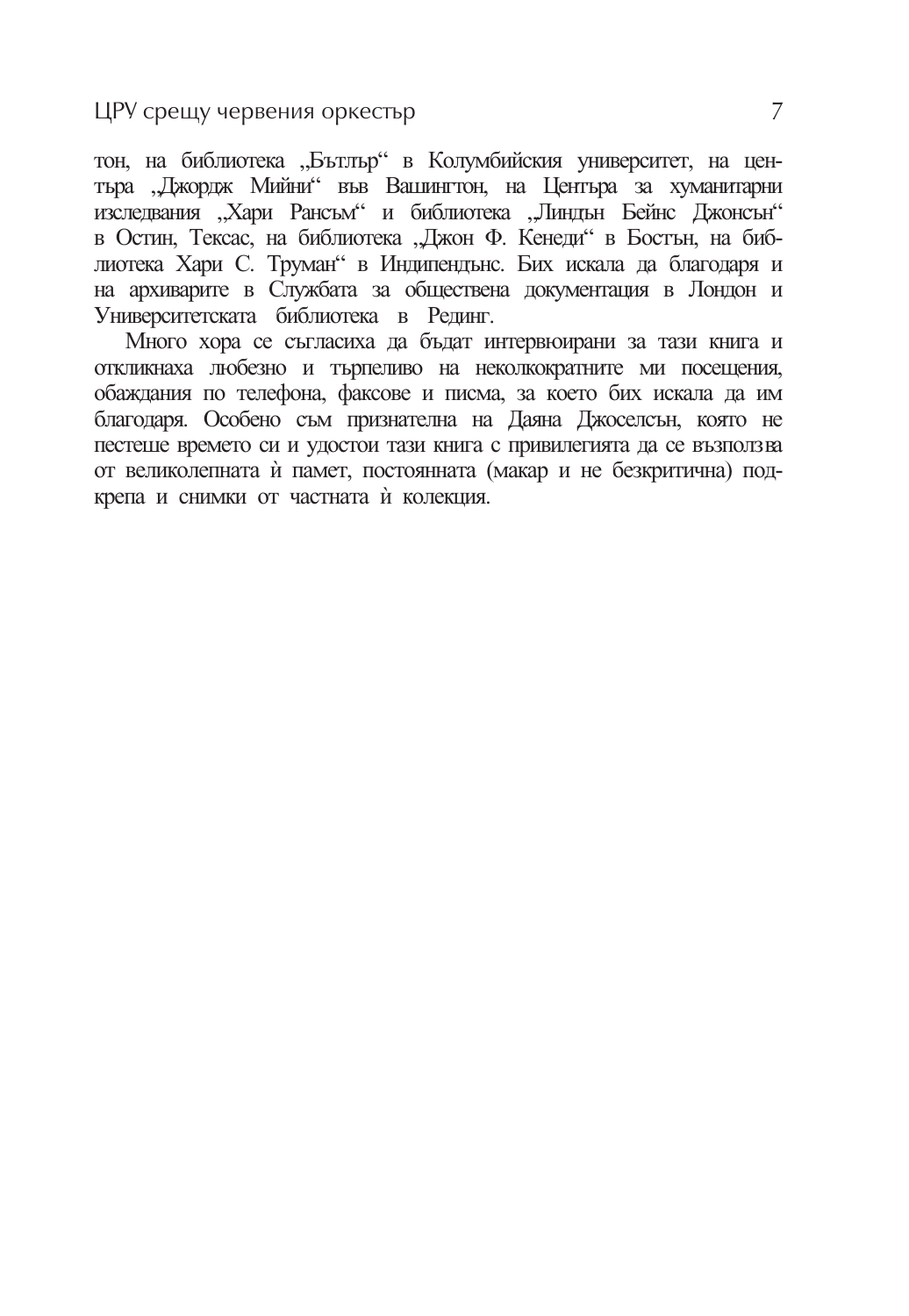тон, на библиотека „Бътлър" в Колумбийския университет, на центъра „Джордж Мийни" във Вашингтон, на Центъра за хуманитарни изследвания „Хари Рансъм" и библиотека „Линдън Бейнс Джонсън" в Остин, Тексас, на библиотека „Джон Ф. Кенеди" в Бостън, на библиотека Хари С. Труман" в Индипендънс. Бих искала да благодаря и на архиварите в Службата за обществена документация в Лондон и Университетската библиотека в Рединг.

Много хора се съгласиха да бъдат интервюирани за тази книга и откликнаха любезно и търпеливо на неколкократните ми посещения, обаждания по телефона, факсове и писма, за което бих искала да им благодаря. Особено съм признателна на Даяна Джоселсън, която не пестеше времето си и удостои тази книга с привилегията да се възползва от великолепната ѝ памет, постоянната (макар и не безкритична) подкрепа и снимки от частната ѝ колекция.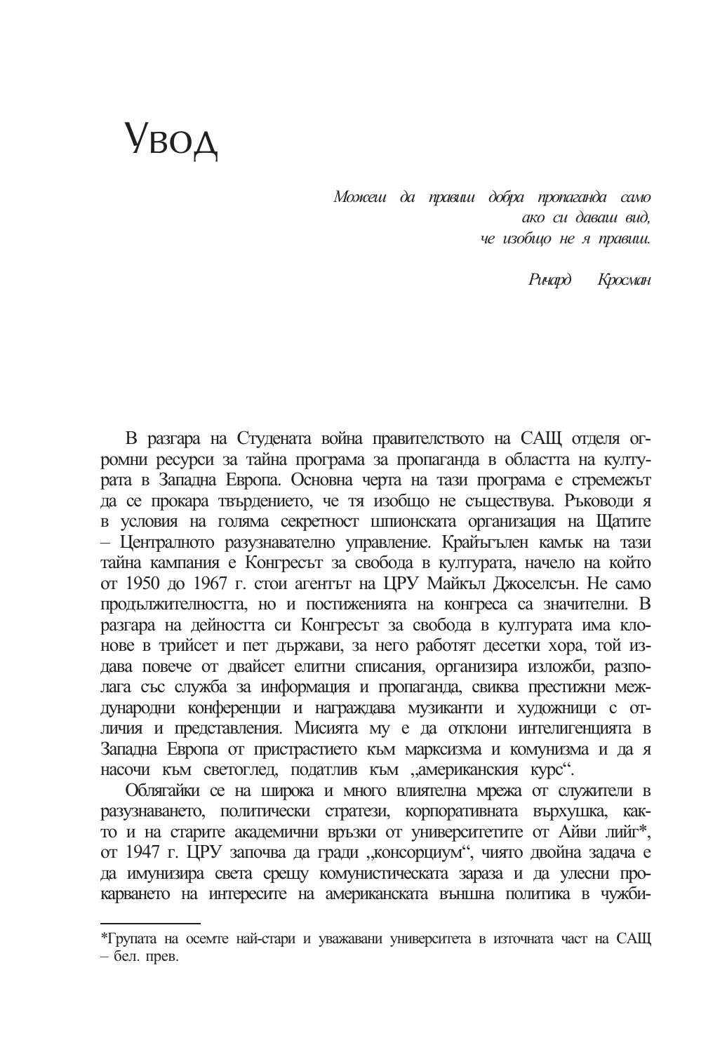# Увод

*Можеш да правиш добра пропаганда само*
*ако си даваш вид,*
*че изобщо не я правиш.*

*Ричард Кросман*

В разгара на Студената война правителството на САЩ отделя огромни ресурси за тайна програма за пропаганда в областта на културата в Западна Европа. Основна черта на тази програма е стремежът да се прокара твърдението, че тя изобщо не съществува. Ръководи я в условия на голяма секретност шпионската организация на Щатите – Централното разузнавателно управление. Крайъгълен камък на тази тайна кампания е Конгресът за свобода в културата, начело на който от 1950 до 1967 г. стои агентът на ЦРУ Майкъл Джоселсън. Не само продължителността, но и постиженията на конгреса са значителни. В разгара на дейността си Конгресът за свобода в културата има клонове в трийсет и пет държави, за него работят десетки хора, той издава повече от двайсет елитни списания, организира изложби, разполага със служба за информация и пропаганда, свиква престижни международни конференции и награждава музиканти и художници с отличия и представления. Мисията му е да отклони интелигенцията в Западна Европа от пристрастието към марксизма и комунизма и да я насочи към светоглед, податлив към „американския курс“.

Облягайки се на широка и много влиятелна мрежа от служители в разузнаването, политически стратези, корпоративната върхушка, както и на старите академични връзки от университетите от Айви лийг*, от 1947 г. ЦРУ започва да гради „консорциум“, чиято двойна задача е да имунизира света срещу комунистическата зараза и да улесни прокарването на интересите на американската външна политика в чужби-

---

*Групата на осемте най-стари и уважавани университета в източната част на САЩ – бел. прев.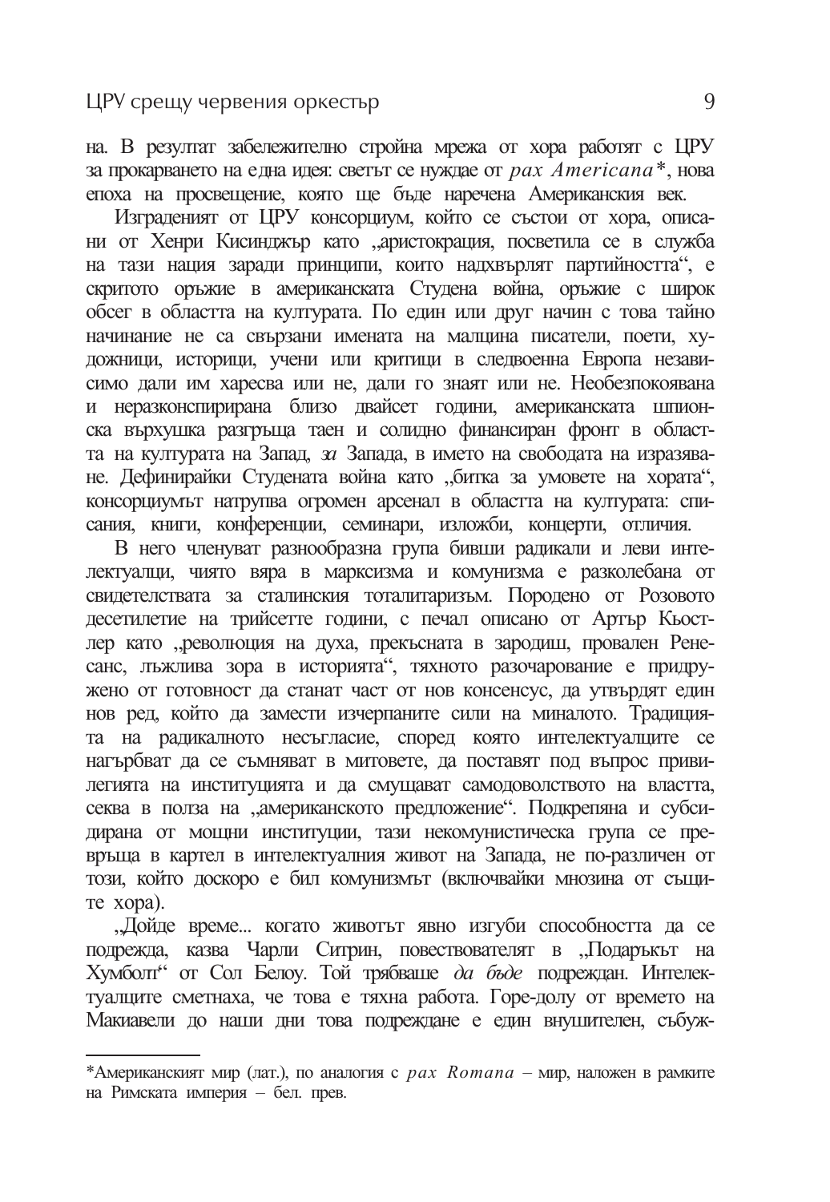на. В резултат забележително стройна мрежа от хора работят с ЦРУ за прокарването на една идея: светът се нуждае от *pax Americana**, нова епоха на просвещение, която ще бъде наречена Американския век.

Изграденият от ЦРУ консорциум, който се състои от хора, описани от Хенри Кисинджър като „аристокрация, посветила се в служба на тази нация заради принципи, които надхвърлят партийността“, е скритото оръжие в американската Студена война, оръжие с широк обсег в областта на културата. По един или друг начин с това тайно начинание не са свързани имената на малцина писатели, поети, художници, историци, учени или критици в следвоенна Европа независимо дали им харесва или не, дали го знаят или не. Необезпокоявана и неразконспирирана близо двайсет години, американската шпионска върхушка разгръща таен и солидно финансиран фронт в областта на културата на Запад, *за* Запада, в името на свободата на изразяване. Дефинирайки Студената война като „битка за умовете на хората“, консорциумът натрупва огромен арсенал в областта на културата: списания, книги, конференции, семинари, изложби, концерти, отличия.

В него членуват разнообразна група бивши радикали и леви интелектуалци, чиято вяра в марксизма и комунизма е разколебана от свидетелствата за сталинския тоталитаризъм. Породено от Розовото десетилетие на трийсетте години, с печал описано от Артър Кьостлер като „революция на духа, прекъсната в зародиш, провален Ренесанс, лъжлива зора в историята“, тяхното разочарование е придружено от готовност да станат част от нов консенсус, да утвърдят един нов ред, който да замести изчерпаните сили на миналото. Традицията на радикалното несъгласие, според която интелектуалците се нагърбват да се съмняват в митовете, да поставят под въпрос привилегията на институцията и да смущават самодоволството на властта, секва в полза на „американското предложение“. Подкрепяна и субсидирана от мощни институции, тази некомунистическа група се превръща в картел в интелектуалния живот на Запада, не по-различен от този, който доскоро е бил комунизмът (включвайки мнозина от същите хора).

„Дойде време... когато животът явно изгуби способността да се подрежда, казва Чарли Ситрин, повествователят в „Подаръкът на Хумболт“ от Сол Белоу. Той трябваше *да бъде* подреждан. Интелектуалците сметнаха, че това е тяхна работа. Горе-долу от времето на Макиавели до наши дни това подреждане е един внушителен, събуж-

---

*Американският мир (лат.), по аналогия с *pax Romana* – мир, наложен в рамките на Римската империя – бел. прев.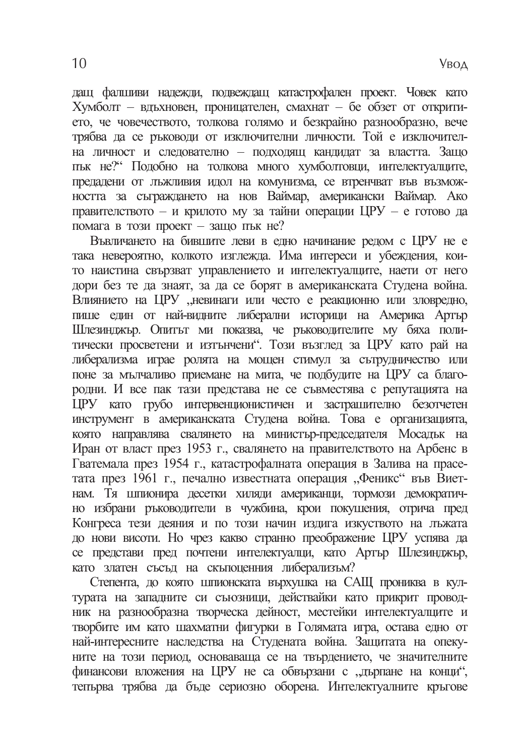ващ фалшиви надежди, подвеждащ катастрофален проект. Човек като Хумболт – вдъхновен, проницателен, смахнат – бе обзет от откритието, че човечеството, толкова голямо и безкрайно разнообразно, вече трябва да се ръководи от изключителни личности. Той е изключителна личност и следователно – подходящ кандидат за властта. Защо пък не?" Подобно на толкова много хумболтовци, интелектуалците, предадени от лъжливия идол на комунизма, се втренчват във възможността за съграждането на нов Ваймар, американски Ваймар. Ако правителството – и крилото му за тайни операции ЦРУ – е готово да помага в този проект – защо пък не?

Въвличането на бившите леви в едно начинание редом с ЦРУ не е така невероятно, колкото изглежда. Има интереси и убеждения, които наистина свързват управлението и интелектуалците, наети от него дори без те да знаят, за да се борят в американската Студена война. Влиянието на ЦРУ „невинаги или често е реакционно или зловредно, пише един от най-видните либерални историци на Америка Артър Шлезинджър. Опитът ми показва, че ръководителите му бяха политически просветени и изтънчени". Този възглед за ЦРУ като рай на либерализма играе ролята на мощен стимул за сътрудничество или поне за мълчаливо приемане на мита, че подбудите на ЦРУ са благородни. И все пак тази представа не се съвместява с репутацията на ЦРУ като грубо интервенционистичен и застрашително безотчетен инструмент в американската Студена война. Това е организацията, която направлява свалянето на министър-председателя Мосадък на Иран от власт през 1953 г., свалянето на правителството на Арбенс в Гватемала през 1954 г., катастрофалната операция в Залива на прасетата през 1961 г., печално известната операция „Феникс" във Виетнам. Тя шпионира десетки хиляди американци, тормози демократично избрани ръководители в чужбина, крои покушения, отрича пред Конгреса тези деяния и по този начин издига изкуството на лъжата до нови висоти. Но чрез какво странно преображение ЦРУ успява да се представи пред почтени интелектуалци, като Артър Шлезинджър, като златен съсъд на скъпоценния либерализъм?

Степента, до която шпионската върхушка на САЩ прониква в културата на западните си съюзници, действайки като прикрит проводник на разнообразна творческа дейност, местейки интелектуалците и творбите им като шахматни фигурки в Голямата игра, остава едно от най-интересните наследства на Студената война. Защитата на опекуните на този период, основаваща се на твърдението, че значителните финансови вложения на ЦРУ не са обвързани с „дърпане на конци", тепърва трябва да бъде сериозно оборена. Интелектуалните кръгове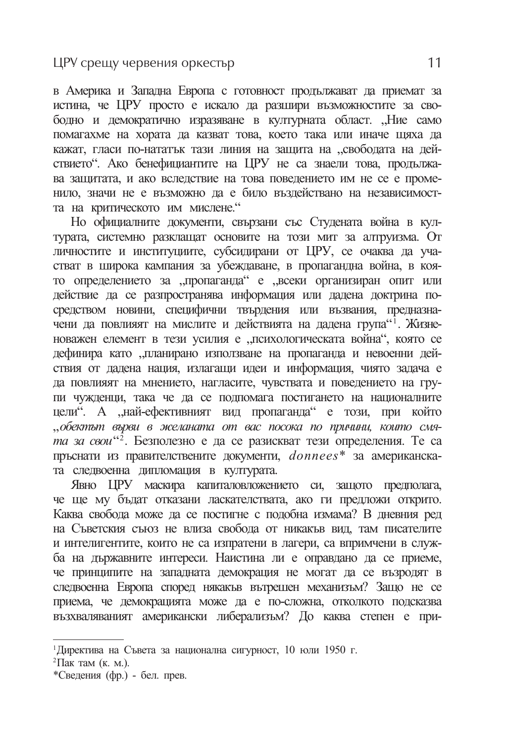в Америка и Западна Европа с готовност продължават да приемат за истина, че ЦРУ просто е искало да разшири възможностите за свободно и демократично изразяване в културната област. „Ние само помагахме на хората да казват това, което така или иначе щяха да кажат, гласи по-нататък тази линия на защита на „свободата на действието". Ако бенефициантите на ЦРУ не са знаели това, продължава защитата, и ако вследствие на това поведението им не се е променило, значи не е възможно да е било въздействано на независимостта на критическото им мислене."

Но официалните документи, свързани със Студената война в културата, системно разклащат основите на този мит за алтруизма. От личностите и институциите, субсидирани от ЦРУ, се очаква да участват в широка кампания за убеждаване, в пропагандна война, в която определението за „пропаганда" е „всеки организиран опит или действие да се разпространява информация или дадена доктрина посредством новини, специфични твърдения или възвания, предназначени да повлияят на мислите и действията на дадена група"[1]. Жизненоважен елемент в тези усилия е „психологическата война", която се дефинира като „планирано използване на пропаганда и невоенни действия от дадена нация, излагащи идеи и информация, чиято задача е да повлияят на мнението, нагласите, чувствата и поведението на групи чужденци, така че да се подпомага постигането на националните цели". А „най-ефективният вид пропаганда" е този, при който „*обектът върви в желаната от вас посока по причини, които смята за свои*"[2]. Безполезно е да се разискват тези определения. Те са пръснати из правителствените документи, *donnees** за американската следвоенна дипломация в културата.

Явно ЦРУ маскира капиталовложението си, защото предполага, че ще му бъдат отказани ласкателствата, ако ги предложи открито. Каква свобода може да се постигне с подобна измама? В дневния ред на Съветския съюз не влиза свобода от никакъв вид, там писателите и интелигентите, които не са изпратени в лагери, са впримчени в служба на държавните интереси. Наистина ли е оправдано да се приеме, че принципите на западната демокрация не могат да се възродят в следвоенна Европа според някакъв вътрешен механизъм? Защо не се приема, че демокрацията може да е по-сложна, отколкото подсказва възхваляваният американски либерализъм? До каква степен е при-

---

[1] Директива на Съвета за национална сигурност, 10 юли 1950 г.

[2] Пак там (к. м.).

*Сведения (фр.) - бел. прев.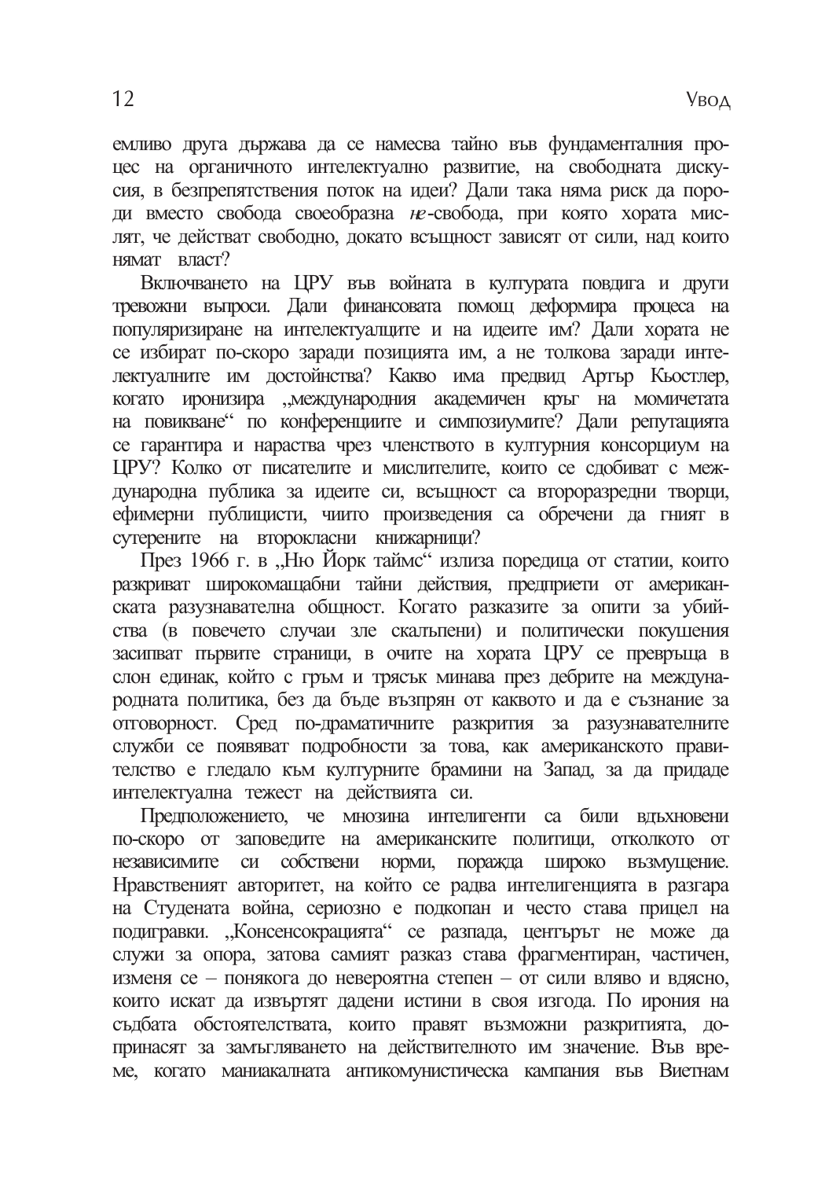емливо друга държава да се намесва тайно във фундаменталния процес на органичното интелектуално развитие, на свободната дискусия, в безпрепятствения поток на идеи? Дали така няма риск да породи вместо свобода своеобразна *не*-свобода, при която хората мислят, че действат свободно, докато всъщност зависят от сили, над които нямат власт?

Включването на ЦРУ във войната в културата повдига и други тревожни въпроси. Дали финансовата помощ деформира процеса на популяризиране на интелектуалците и на идеите им? Дали хората не се избират по-скоро заради позицията им, а не толкова заради интелектуалните им достойнства? Какво има предвид Артър Кьостлер, когато иронизира „международния академичен кръг на момичетата на повикване" по конференциите и симпозиумите? Дали репутацията се гарантира и нараства чрез членството в културния консорциум на ЦРУ? Колко от писателите и мислителите, които се сдобиват с международна публика за идеите си, всъщност са второразредни творци, ефимерни публицисти, чиито произведения са обречени да гният в сутерените на второкласни книжарници?

През 1966 г. в „Ню Йорк таймс" излиза поредица от статии, които разкриват широкомащабни тайни действия, предприети от американската разузнавателна общност. Когато разказите за опити за убийства (в повечето случаи зле скалъпени) и политически покушения засипват първите страници, в очите на хората ЦРУ се превръща в слон единак, който с гръм и трясък минава през дебрите на международната политика, без да бъде възпрян от каквото и да е съзнание за отговорност. Сред по-драматичните разкрития за разузнавателните служби се появяват подробности за това, как американското правителство е гледало към културните брамини на Запад, за да придаде интелектуална тежест на действията си.

Предположението, че мнозина интелигенти са били вдъхновени по-скоро от заповедите на американските политици, отколкото от независимите си собствени норми, поражда широко възмущение. Нравственият авторитет, на който се радва интелигенцията в разгара на Студената война, сериозно е подкопан и често става прицел на подигравки. „Консенсокрацията" се разпада, центърът не може да служи за опора, затова самият разказ става фрагментиран, частичен, изменя се – понякога до невероятна степен – от сили вляво и вдясно, които искат да извъртят дадени истини в своя изгода. По ирония на съдбата обстоятелствата, които правят възможни разкритията, допринасят за замъгляването на действителното им значение. Във време, когато маниакалната антикомунистическа кампания във Виетнам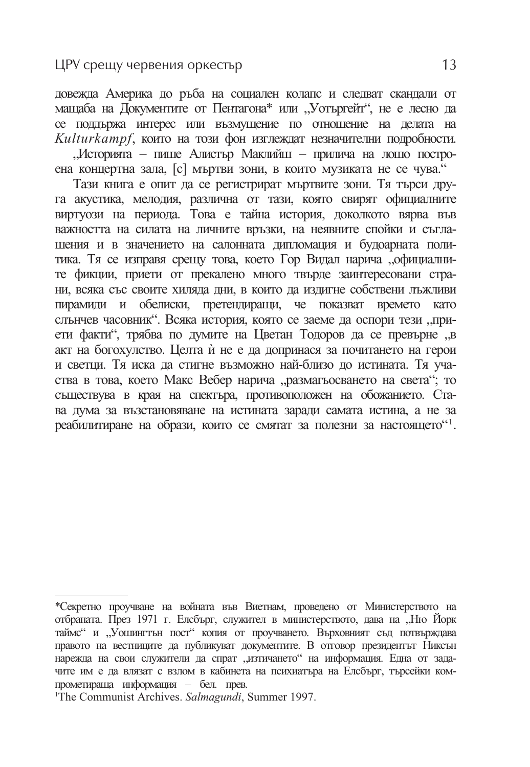довежда Америка до ръба на социален колапс и следват скандали от мащаба на Документите от Пентагона* или „Уотъргейт“, не е лесно да се поддържа интерес или възмущение по отношение на делата на *Kulturkampf*, които на този фон изглеждат незначителни подробности.

„Историята – пише Алистър Маклийш – прилича на лошо построена концертна зала, [с] мъртви зони, в които музиката не се чува.“

Тази книга е опит да се регистрират мъртвите зони. Тя търси друга акустика, мелодия, различна от тази, която свирят официалните виртуози на периода. Това е тайна история, доколкото вярва във важността на силата на личните връзки, на неявните спойки и споразумения и в значението на салонната дипломация и будоарната политика. Тя се изправя срещу това, което Гор Видал нарича „официалните фикции, приети от прекалено много твърде заинтересовани страни, всяка със своите хиляда дни, в които да издигне собствени лъжливи пирамиди и обелиски, претендиращи, че показват времето като слънчев часовник“. Всяка история, която се заеме да оспори тези „приети факти“, трябва по думите на Цветан Тодоров да се превърне „в акт на богохулство. Целта ѝ не е да допринася за почитането на герои и светци. Тя иска да стигне възможно най-близо до истината. Тя участва в това, което Макс Вебер нарича „размагьосването на света“; то съществува в края на спектъра, противоположен на обожанието. Става дума за възстановяване на истината заради самата истина, а не за реабилитиране на образи, които се смятат за полезни за настоящето“[1].

---

*Секретно проучване на войната във Виетнам, проведено от Министерството на отбраната. През 1971 г. Елсбърг, служител в министерството, дава на „Ню Йорк таймс“ и „Уошингтън пост“ копия от проучването. Върховният съд потвърждава правото на вестниците да публикуват документите. В отговор президентът Никсън нарежда на свои служители да спрат „изтичането“ на информация. Една от задачите им е да влязат с взлом в кабинета на психиатъра на Елсбърг, търсейки компрометираща информация – бел. прев.

[1]The Communist Archives. *Salmagundi*, Summer 1997.